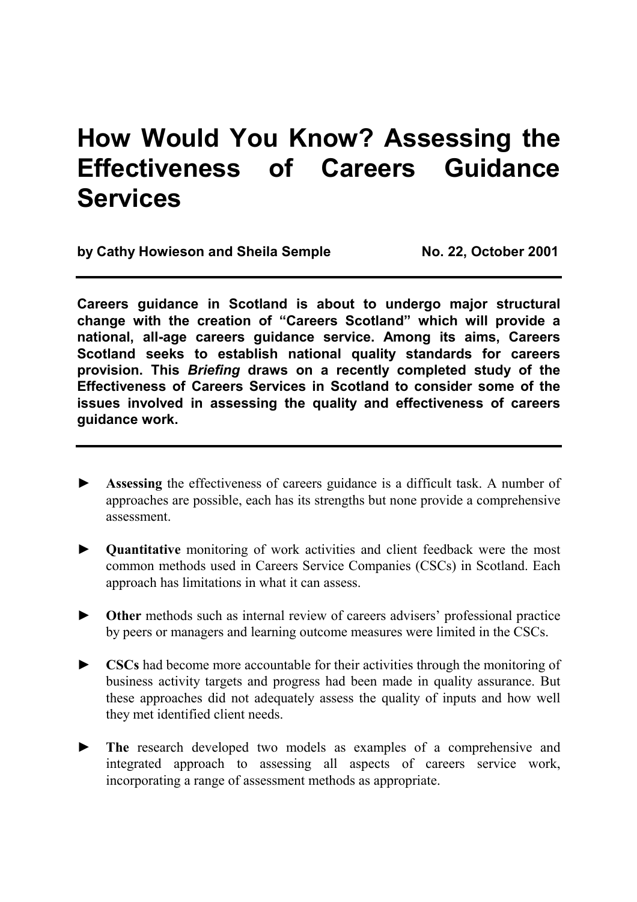# How Would You Know? Assessing the Effectiveness of Careers Guidance Services

**by Cathy Howieson and Sheila Semple** **No. 22, October 2001**

---

**Careers guidance in Scotland is about to undergo major structural change with the creation of "Careers Scotland" which will provide a national, all-age careers guidance service. Among its aims, Careers Scotland seeks to establish national quality standards for careers provision. This *Briefing* draws on a recently completed study of the Effectiveness of Careers Services in Scotland to consider some of the issues involved in assessing the quality and effectiveness of careers guidance work.**

---

► **Assessing** the effectiveness of careers guidance is a difficult task. A number of approaches are possible, each has its strengths but none provide a comprehensive assessment.

► **Quantitative** monitoring of work activities and client feedback were the most common methods used in Careers Service Companies (CSCs) in Scotland. Each approach has limitations in what it can assess.

► **Other** methods such as internal review of careers advisers' professional practice by peers or managers and learning outcome measures were limited in the CSCs.

► **CSCs** had become more accountable for their activities through the monitoring of business activity targets and progress had been made in quality assurance. But these approaches did not adequately assess the quality of inputs and how well they met identified client needs.

► **The** research developed two models as examples of a comprehensive and integrated approach to assessing all aspects of careers service work, incorporating a range of assessment methods as appropriate.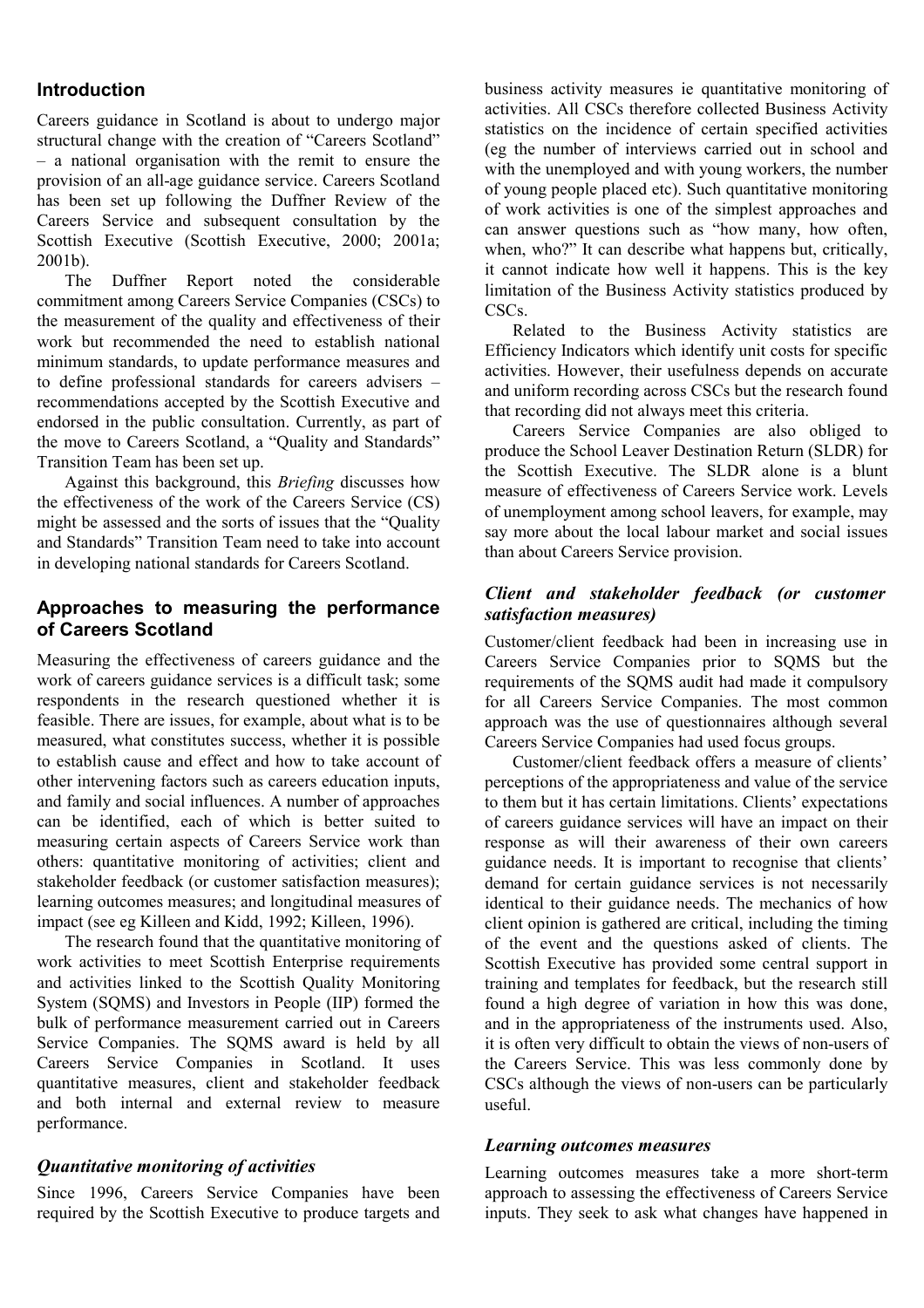## Introduction

Careers guidance in Scotland is about to undergo major structural change with the creation of "Careers Scotland" – a national organisation with the remit to ensure the provision of an all-age guidance service. Careers Scotland has been set up following the Duffner Review of the Careers Service and subsequent consultation by the Scottish Executive (Scottish Executive, 2000; 2001a; 2001b).

The Duffner Report noted the considerable commitment among Careers Service Companies (CSCs) to the measurement of the quality and effectiveness of their work but recommended the need to establish national minimum standards, to update performance measures and to define professional standards for careers advisers – recommendations accepted by the Scottish Executive and endorsed in the public consultation. Currently, as part of the move to Careers Scotland, a "Quality and Standards" Transition Team has been set up.

Against this background, this *Briefing* discusses how the effectiveness of the work of the Careers Service (CS) might be assessed and the sorts of issues that the "Quality and Standards" Transition Team need to take into account in developing national standards for Careers Scotland.

## Approaches to measuring the performance of Careers Scotland

Measuring the effectiveness of careers guidance and the work of careers guidance services is a difficult task; some respondents in the research questioned whether it is feasible. There are issues, for example, about what is to be measured, what constitutes success, whether it is possible to establish cause and effect and how to take account of other intervening factors such as careers education inputs, and family and social influences. A number of approaches can be identified, each of which is better suited to measuring certain aspects of Careers Service work than others: quantitative monitoring of activities; client and stakeholder feedback (or customer satisfaction measures); learning outcomes measures; and longitudinal measures of impact (see eg Killeen and Kidd, 1992; Killeen, 1996).

The research found that the quantitative monitoring of work activities to meet Scottish Enterprise requirements and activities linked to the Scottish Quality Monitoring System (SQMS) and Investors in People (IIP) formed the bulk of performance measurement carried out in Careers Service Companies. The SQMS award is held by all Careers Service Companies in Scotland. It uses quantitative measures, client and stakeholder feedback and both internal and external review to measure performance.

### *Quantitative monitoring of activities*

Since 1996, Careers Service Companies have been required by the Scottish Executive to produce targets and business activity measures ie quantitative monitoring of activities. All CSCs therefore collected Business Activity statistics on the incidence of certain specified activities (eg the number of interviews carried out in school and with the unemployed and with young workers, the number of young people placed etc). Such quantitative monitoring of work activities is one of the simplest approaches and can answer questions such as "how many, how often, when, who?" It can describe what happens but, critically, it cannot indicate how well it happens. This is the key limitation of the Business Activity statistics produced by CSCs.

Related to the Business Activity statistics are Efficiency Indicators which identify unit costs for specific activities. However, their usefulness depends on accurate and uniform recording across CSCs but the research found that recording did not always meet this criteria.

Careers Service Companies are also obliged to produce the School Leaver Destination Return (SLDR) for the Scottish Executive. The SLDR alone is a blunt measure of effectiveness of Careers Service work. Levels of unemployment among school leavers, for example, may say more about the local labour market and social issues than about Careers Service provision.

### *Client and stakeholder feedback (or customer satisfaction measures)*

Customer/client feedback had been in increasing use in Careers Service Companies prior to SQMS but the requirements of the SQMS audit had made it compulsory for all Careers Service Companies. The most common approach was the use of questionnaires although several Careers Service Companies had used focus groups.

Customer/client feedback offers a measure of clients' perceptions of the appropriateness and value of the service to them but it has certain limitations. Clients' expectations of careers guidance services will have an impact on their response as will their awareness of their own careers guidance needs. It is important to recognise that clients' demand for certain guidance services is not necessarily identical to their guidance needs. The mechanics of how client opinion is gathered are critical, including the timing of the event and the questions asked of clients. The Scottish Executive has provided some central support in training and templates for feedback, but the research still found a high degree of variation in how this was done, and in the appropriateness of the instruments used. Also, it is often very difficult to obtain the views of non-users of the Careers Service. This was less commonly done by CSCs although the views of non-users can be particularly useful.

### *Learning outcomes measures*

Learning outcomes measures take a more short-term approach to assessing the effectiveness of Careers Service inputs. They seek to ask what changes have happened in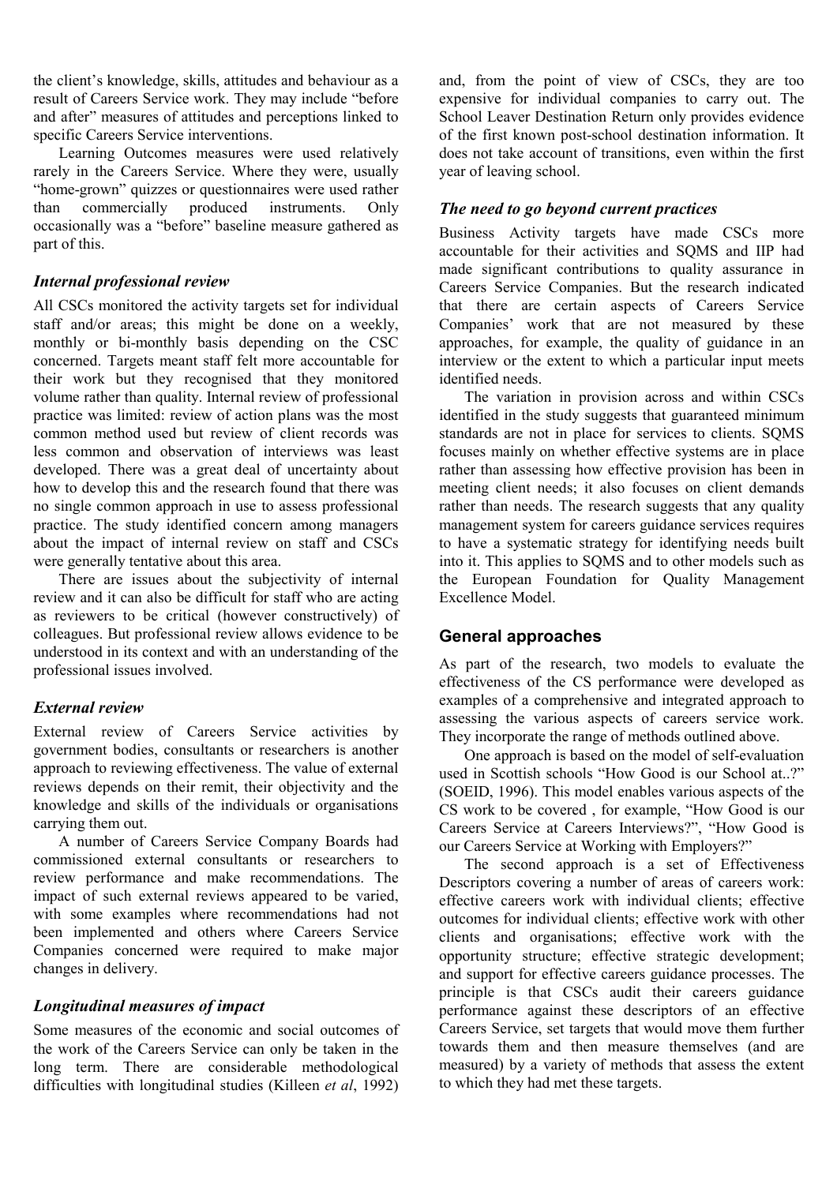the client's knowledge, skills, attitudes and behaviour as a result of Careers Service work. They may include "before and after" measures of attitudes and perceptions linked to specific Careers Service interventions.

Learning Outcomes measures were used relatively rarely in the Careers Service. Where they were, usually "home-grown" quizzes or questionnaires were used rather than commercially produced instruments. Only occasionally was a "before" baseline measure gathered as part of this.

### *Internal professional review*

All CSCs monitored the activity targets set for individual staff and/or areas; this might be done on a weekly, monthly or bi-monthly basis depending on the CSC concerned. Targets meant staff felt more accountable for their work but they recognised that they monitored volume rather than quality. Internal review of professional practice was limited: review of action plans was the most common method used but review of client records was less common and observation of interviews was least developed. There was a great deal of uncertainty about how to develop this and the research found that there was no single common approach in use to assess professional practice. The study identified concern among managers about the impact of internal review on staff and CSCs were generally tentative about this area.

There are issues about the subjectivity of internal review and it can also be difficult for staff who are acting as reviewers to be critical (however constructively) of colleagues. But professional review allows evidence to be understood in its context and with an understanding of the professional issues involved.

### *External review*

External review of Careers Service activities by government bodies, consultants or researchers is another approach to reviewing effectiveness. The value of external reviews depends on their remit, their objectivity and the knowledge and skills of the individuals or organisations carrying them out.

A number of Careers Service Company Boards had commissioned external consultants or researchers to review performance and make recommendations. The impact of such external reviews appeared to be varied, with some examples where recommendations had not been implemented and others where Careers Service Companies concerned were required to make major changes in delivery.

### *Longitudinal measures of impact*

Some measures of the economic and social outcomes of the work of the Careers Service can only be taken in the long term. There are considerable methodological difficulties with longitudinal studies (Killeen *et al*, 1992) and, from the point of view of CSCs, they are too expensive for individual companies to carry out. The School Leaver Destination Return only provides evidence of the first known post-school destination information. It does not take account of transitions, even within the first year of leaving school.

### *The need to go beyond current practices*

Business Activity targets have made CSCs more accountable for their activities and SQMS and IIP had made significant contributions to quality assurance in Careers Service Companies. But the research indicated that there are certain aspects of Careers Service Companies' work that are not measured by these approaches, for example, the quality of guidance in an interview or the extent to which a particular input meets identified needs.

The variation in provision across and within CSCs identified in the study suggests that guaranteed minimum standards are not in place for services to clients. SQMS focuses mainly on whether effective systems are in place rather than assessing how effective provision has been in meeting client needs; it also focuses on client demands rather than needs. The research suggests that any quality management system for careers guidance services requires to have a systematic strategy for identifying needs built into it. This applies to SQMS and to other models such as the European Foundation for Quality Management Excellence Model.

## General approaches

As part of the research, two models to evaluate the effectiveness of the CS performance were developed as examples of a comprehensive and integrated approach to assessing the various aspects of careers service work. They incorporate the range of methods outlined above.

One approach is based on the model of self-evaluation used in Scottish schools "How Good is our School at..?" (SOEID, 1996). This model enables various aspects of the CS work to be covered , for example, "How Good is our Careers Service at Careers Interviews?", "How Good is our Careers Service at Working with Employers?"

The second approach is a set of Effectiveness Descriptors covering a number of areas of careers work: effective careers work with individual clients; effective outcomes for individual clients; effective work with other clients and organisations; effective work with the opportunity structure; effective strategic development; and support for effective careers guidance processes. The principle is that CSCs audit their careers guidance performance against these descriptors of an effective Careers Service, set targets that would move them further towards them and then measure themselves (and are measured) by a variety of methods that assess the extent to which they had met these targets.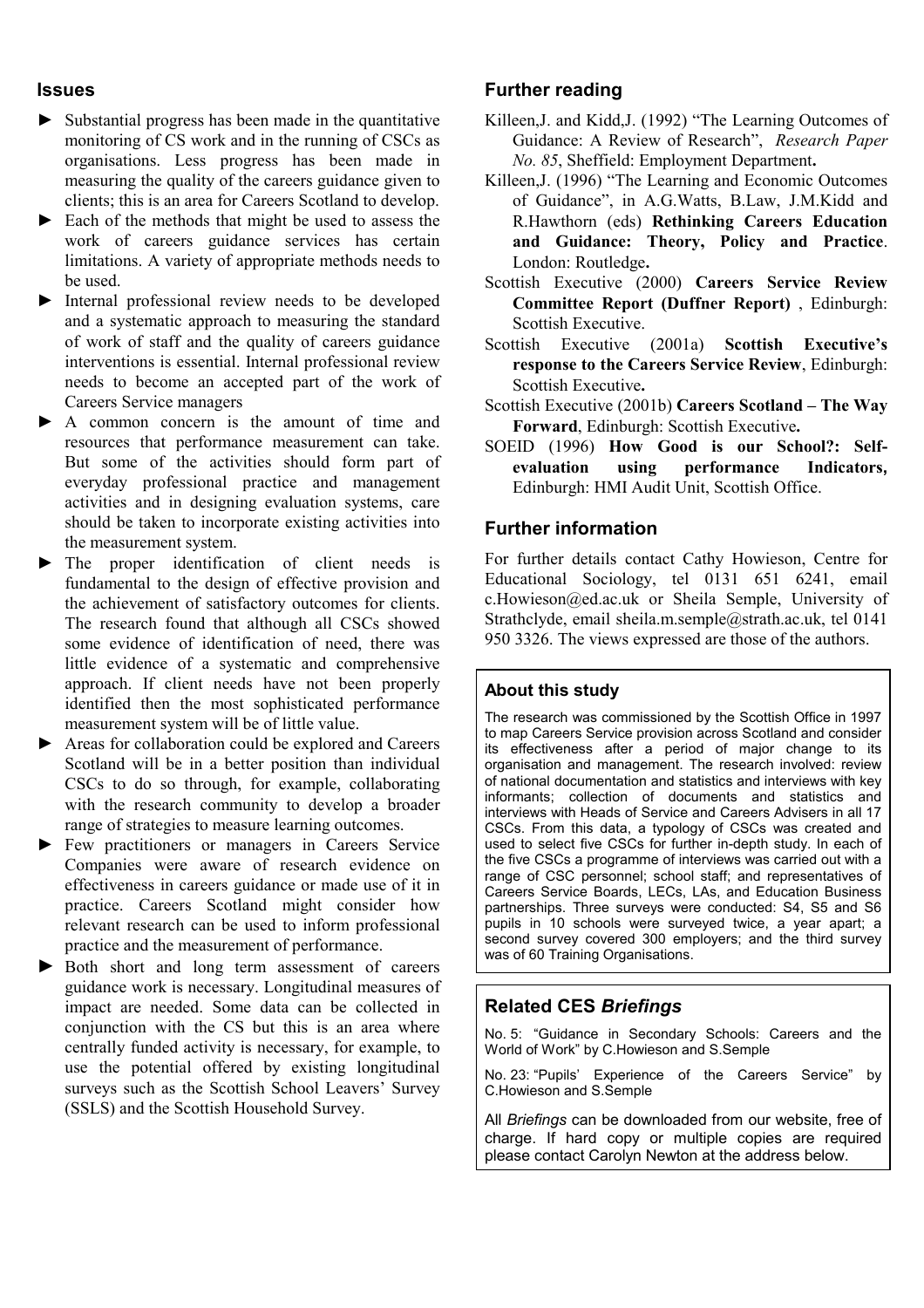## Issues

- ► Substantial progress has been made in the quantitative monitoring of CS work and in the running of CSCs as organisations. Less progress has been made in measuring the quality of the careers guidance given to clients; this is an area for Careers Scotland to develop.
- ► Each of the methods that might be used to assess the work of careers guidance services has certain limitations. A variety of appropriate methods needs to be used.
- ► Internal professional review needs to be developed and a systematic approach to measuring the standard of work of staff and the quality of careers guidance interventions is essential. Internal professional review needs to become an accepted part of the work of Careers Service managers
- ► A common concern is the amount of time and resources that performance measurement can take. But some of the activities should form part of everyday professional practice and management activities and in designing evaluation systems, care should be taken to incorporate existing activities into the measurement system.
- ► The proper identification of client needs is fundamental to the design of effective provision and the achievement of satisfactory outcomes for clients. The research found that although all CSCs showed some evidence of identification of need, there was little evidence of a systematic and comprehensive approach. If client needs have not been properly identified then the most sophisticated performance measurement system will be of little value.
- ► Areas for collaboration could be explored and Careers Scotland will be in a better position than individual CSCs to do so through, for example, collaborating with the research community to develop a broader range of strategies to measure learning outcomes.
- ► Few practitioners or managers in Careers Service Companies were aware of research evidence on effectiveness in careers guidance or made use of it in practice. Careers Scotland might consider how relevant research can be used to inform professional practice and the measurement of performance.
- ► Both short and long term assessment of careers guidance work is necessary. Longitudinal measures of impact are needed. Some data can be collected in conjunction with the CS but this is an area where centrally funded activity is necessary, for example, to use the potential offered by existing longitudinal surveys such as the Scottish School Leavers' Survey (SSLS) and the Scottish Household Survey.

## Further reading

Killeen,J. and Kidd,J. (1992) "The Learning Outcomes of Guidance: A Review of Research", *Research Paper No. 85*, Sheffield: Employment Department**.**

Killeen,J. (1996) "The Learning and Economic Outcomes of Guidance", in A.G.Watts, B.Law, J.M.Kidd and R.Hawthorn (eds) **Rethinking Careers Education and Guidance: Theory, Policy and Practice**. London: Routledge**.**

Scottish Executive (2000) **Careers Service Review Committee Report (Duffner Report)** , Edinburgh: Scottish Executive.

Scottish Executive (2001a) **Scottish Executive's response to the Careers Service Review**, Edinburgh: Scottish Executive**.**

Scottish Executive (2001b) **Careers Scotland – The Way Forward**, Edinburgh: Scottish Executive**.**

SOEID (1996) **How Good is our School?: Self-evaluation using performance Indicators,** Edinburgh: HMI Audit Unit, Scottish Office.

## Further information

For further details contact Cathy Howieson, Centre for Educational Sociology, tel 0131 651 6241, email c.Howieson@ed.ac.uk or Sheila Semple, University of Strathclyde, email sheila.m.semple@strath.ac.uk, tel 0141 950 3326. The views expressed are those of the authors.

### About this study

The research was commissioned by the Scottish Office in 1997 to map Careers Service provision across Scotland and consider its effectiveness after a period of major change to its organisation and management. The research involved: review of national documentation and statistics and interviews with key informants; collection of documents and statistics and interviews with Heads of Service and Careers Advisers in all 17 CSCs. From this data, a typology of CSCs was created and used to select five CSCs for further in-depth study. In each of the five CSCs a programme of interviews was carried out with a range of CSC personnel; school staff; and representatives of Careers Service Boards, LECs, LAs, and Education Business partnerships. Three surveys were conducted: S4, S5 and S6 pupils in 10 schools were surveyed twice, a year apart; a second survey covered 300 employers; and the third survey was of 60 Training Organisations.

## Related CES *Briefings*

No. 5: "Guidance in Secondary Schools: Careers and the World of Work" by C.Howieson and S.Semple

No. 23: "Pupils' Experience of the Careers Service" by C.Howieson and S.Semple

All *Briefings* can be downloaded from our website, free of charge. If hard copy or multiple copies are required please contact Carolyn Newton at the address below.